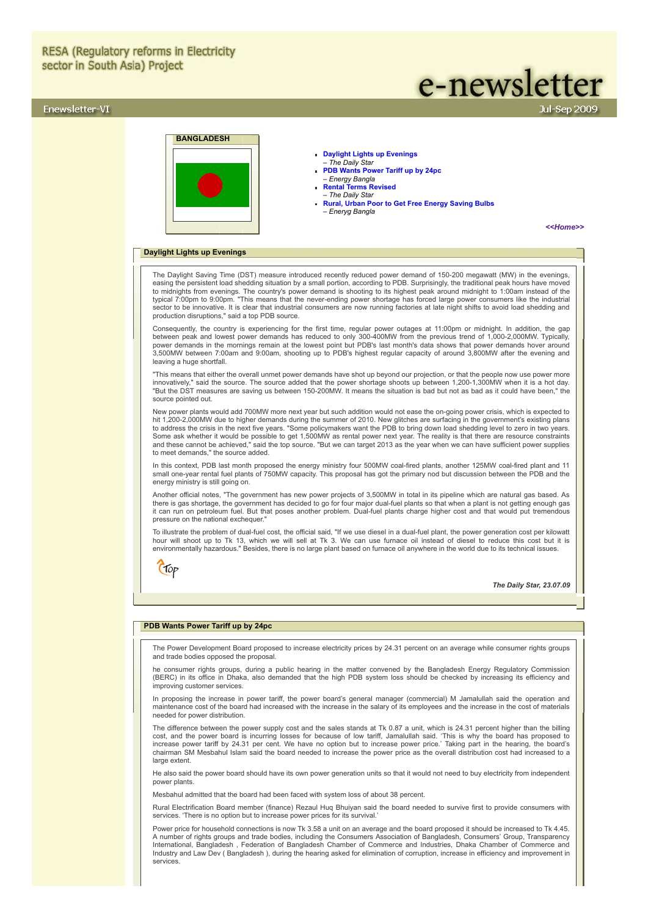RESA (Regulatory reforms in Electricity sector in South Asia) Project

# e-newsletter

Enewsletter-VI

Jul-Sep 2009

**BANGLADESH**

- **Daylight Lights up Evenings**
  *– The Daily Star*
- **PDB Wants Power Tariff up by 24pc**
  *– Energy Bangla*
- **Rental Terms Revised**
  *– The Daily Star*
- **Rural, Urban Poor to Get Free Energy Saving Bulbs**
  *– Eneryg Bangla*

***<<Home>>***

## Daylight Lights up Evenings

The Daylight Saving Time (DST) measure introduced recently reduced power demand of 150-200 megawatt (MW) in the evenings, easing the persistent load shedding situation by a small portion, according to PDB. Surprisingly, the traditional peak hours have moved to midnights from evenings. The country's power demand is shooting to its highest peak around midnight to 1:00am instead of the typical 7:00pm to 9:00pm. "This means that the never-ending power shortage has forced large power consumers like the industrial sector to be innovative. It is clear that industrial consumers are now running factories at late night shifts to avoid load shedding and production disruptions," said a top PDB source.

Consequently, the country is experiencing for the first time, regular power outages at 11:00pm or midnight. In addition, the gap between peak and lowest power demands has reduced to only 300-400MW from the previous trend of 1,000-2,000MW. Typically, power demands in the mornings remain at the lowest point but PDB's last month's data shows that power demands hover around 3,500MW between 7:00am and 9:00am, shooting up to PDB's highest regular capacity of around 3,800MW after the evening and leaving a huge shortfall.

"This means that either the overall unmet power demands have shot up beyond our projection, or that the people now use power more innovatively," said the source. The source added that the power shortage shoots up between 1,200-1,300MW when it is a hot day. "But the DST measures are saving us between 150-200MW. It means the situation is bad but not as bad as it could have been," the source pointed out.

New power plants would add 700MW more next year but such addition would not ease the on-going power crisis, which is expected to hit 1,200-2,000MW due to higher demands during the summer of 2010. New glitches are surfacing in the government's existing plans to address the crisis in the next five years. "Some policymakers want the PDB to bring down load shedding level to zero in two years. Some ask whether it would be possible to get 1,500MW as rental power next year. The reality is that there are resource constraints and these cannot be achieved," said the top source. "But we can target 2013 as the year when we can have sufficient power supplies to meet demands," the source added.

In this context, PDB last month proposed the energy ministry four 500MW coal-fired plants, another 125MW coal-fired plant and 11 small one-year rental fuel plants of 750MW capacity. This proposal has got the primary nod but discussion between the PDB and the energy ministry is still going on.

Another official notes, "The government has new power projects of 3,500MW in total in its pipeline which are natural gas based. As there is gas shortage, the government has decided to go for four major dual-fuel plants so that when a plant is not getting enough gas it can run on petroleum fuel. But that poses another problem. Dual-fuel plants charge higher cost and that would put tremendous pressure on the national exchequer."

To illustrate the problem of dual-fuel cost, the official said, "If we use diesel in a dual-fuel plant, the power generation cost per kilowatt hour will shoot up to Tk 13, which we will sell at Tk 3. We can use furnace oil instead of diesel to reduce this cost but it is environmentally hazardous." Besides, there is no large plant based on furnace oil anywhere in the world due to its technical issues.

Top

***The Daily Star, 23.07.09***

## PDB Wants Power Tariff up by 24pc

The Power Development Board proposed to increase electricity prices by 24.31 percent on an average while consumer rights groups and trade bodies opposed the proposal.

he consumer rights groups, during a public hearing in the matter convened by the Bangladesh Energy Regulatory Commission (BERC) in its office in Dhaka, also demanded that the high PDB system loss should be checked by increasing its efficiency and improving customer services.

In proposing the increase in power tariff, the power board's general manager (commercial) M Jamalullah said the operation and maintenance cost of the board had increased with the increase in the salary of its employees and the increase in the cost of materials needed for power distribution.

The difference between the power supply cost and the sales stands at Tk 0.87 a unit, which is 24.31 percent higher than the billing cost, and the power board is incurring losses for because of low tariff, Jamalullah said. 'This is why the board has proposed to increase power tariff by 24.31 per cent. We have no option but to increase power price.' Taking part in the hearing, the board's chairman SM Mesbahul Islam said the board needed to increase the power price as the overall distribution cost had increased to a large extent.

He also said the power board should have its own power generation units so that it would not need to buy electricity from independent power plants.

Mesbahul admitted that the board had been faced with system loss of about 38 percent.

Rural Electrification Board member (finance) Rezaul Huq Bhuiyan said the board needed to survive first to provide consumers with services. 'There is no option but to increase power prices for its survival.'

Power price for household connections is now Tk 3.58 a unit on an average and the board proposed it should be increased to Tk 4.45. A number of rights groups and trade bodies, including the Consumers Association of Bangladesh, Consumers' Group, Transparency International, Bangladesh , Federation of Bangladesh Chamber of Commerce and Industries, Dhaka Chamber of Commerce and Industry and Law Dev ( Bangladesh ), during the hearing asked for elimination of corruption, increase in efficiency and improvement in services.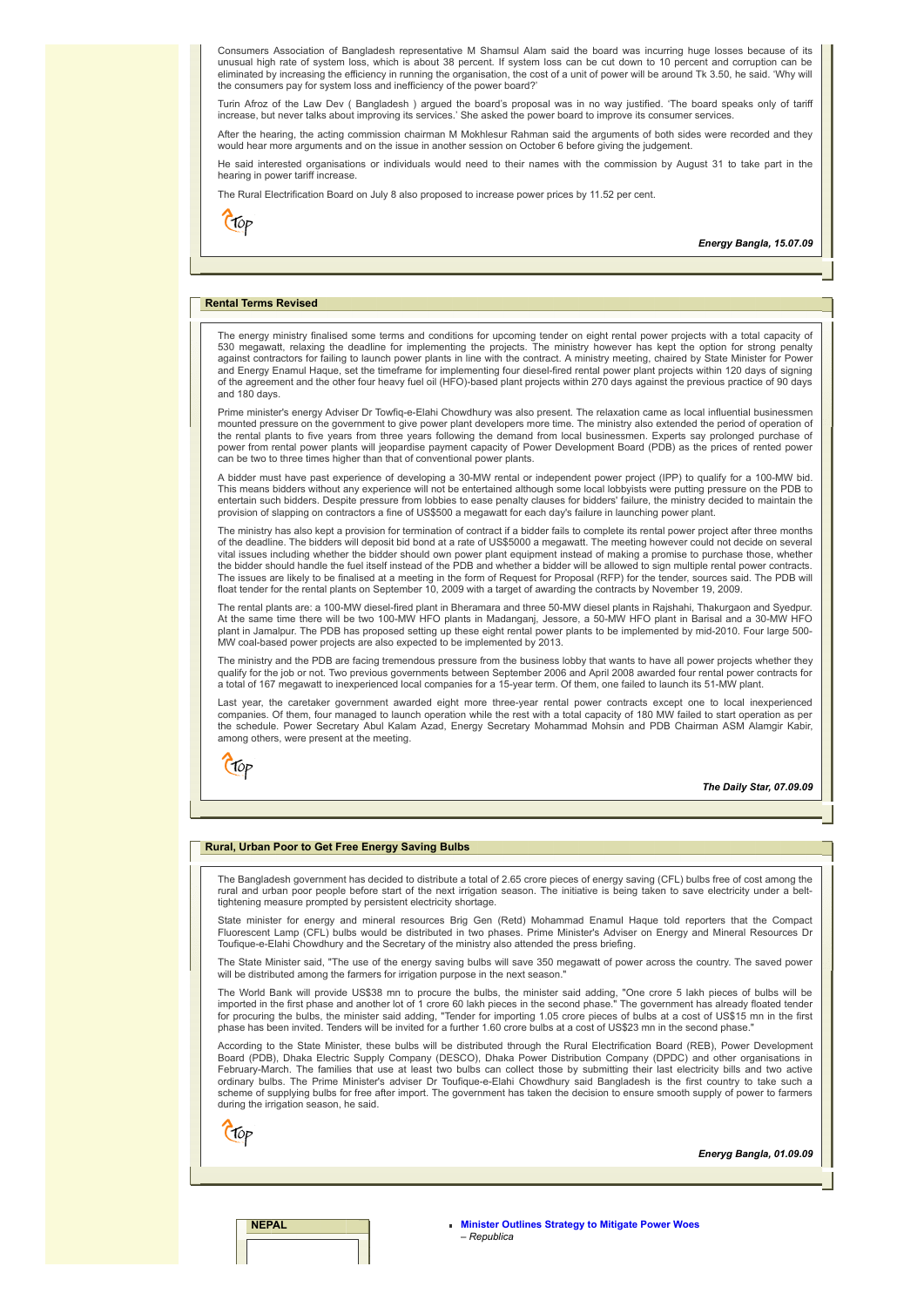Consumers Association of Bangladesh representative M Shamsul Alam said the board was incurring huge losses because of its unusual high rate of system loss, which is about 38 percent. If system loss can be cut down to 10 percent and corruption can be eliminated by increasing the efficiency in running the organisation, the cost of a unit of power will be around Tk 3.50, he said. 'Why will the consumers pay for system loss and inefficiency of the power board?'

Turin Afroz of the Law Dev ( Bangladesh ) argued the board's proposal was in no way justified. 'The board speaks only of tariff increase, but never talks about improving its services.' She asked the power board to improve its consumer services.

After the hearing, the acting commission chairman M Mokhlesur Rahman said the arguments of both sides were recorded and they would hear more arguments and on the issue in another session on October 6 before giving the judgement.

He said interested organisations or individuals would need to their names with the commission by August 31 to take part in the hearing in power tariff increase.

The Rural Electrification Board on July 8 also proposed to increase power prices by 11.52 per cent.

Top

***Energy Bangla, 15.07.09***

## Rental Terms Revised

The energy ministry finalised some terms and conditions for upcoming tender on eight rental power projects with a total capacity of 530 megawatt, relaxing the deadline for implementing the projects. The ministry however has kept the option for strong penalty against contractors for failing to launch power plants in line with the contract. A ministry meeting, chaired by State Minister for Power and Energy Enamul Haque, set the timeframe for implementing four diesel-fired rental power plant projects within 120 days of signing of the agreement and the other four heavy fuel oil (HFO)-based plant projects within 270 days against the previous practice of 90 days and 180 days.

Prime minister's energy Adviser Dr Towfiq-e-Elahi Chowdhury was also present. The relaxation came as local influential businessmen mounted pressure on the government to give power plant developers more time. The ministry also extended the period of operation of the rental plants to five years from three years following the demand from local businessmen. Experts say prolonged purchase of power from rental power plants will jeopardise payment capacity of Power Development Board (PDB) as the prices of rented power can be two to three times higher than that of conventional power plants.

A bidder must have past experience of developing a 30-MW rental or independent power project (IPP) to qualify for a 100-MW bid. This means bidders without any experience will not be entertained although some local lobbyists were putting pressure on the PDB to entertain such bidders. Despite pressure from lobbies to ease penalty clauses for bidders' failure, the ministry decided to maintain the provision of slapping on contractors a fine of US$500 a megawatt for each day's failure in launching power plant.

The ministry has also kept a provision for termination of contract if a bidder fails to complete its rental power project after three months of the deadline. The bidders will deposit bid bond at a rate of US$5000 a megawatt. The meeting however could not decide on several vital issues including whether the bidder should own power plant equipment instead of making a promise to purchase those, whether the bidder should handle the fuel itself instead of the PDB and whether a bidder will be allowed to sign multiple rental power contracts. The issues are likely to be finalised at a meeting in the form of Request for Proposal (RFP) for the tender, sources said. The PDB will float tender for the rental plants on September 10, 2009 with a target of awarding the contracts by November 19, 2009.

The rental plants are: a 100-MW diesel-fired plant in Bheramara and three 50-MW diesel plants in Rajshahi, Thakurgaon and Syedpur. At the same time there will be two 100-MW HFO plants in Madanganj, Jessore, a 50-MW HFO plant in Barisal and a 30-MW HFO plant in Jamalpur. The PDB has proposed setting up these eight rental power plants to be implemented by mid-2010. Four large 500-MW coal-based power projects are also expected to be implemented by 2013.

The ministry and the PDB are facing tremendous pressure from the business lobby that wants to have all power projects whether they qualify for the job or not. Two previous governments between September 2006 and April 2008 awarded four rental power contracts for a total of 167 megawatt to inexperienced local companies for a 15-year term. Of them, one failed to launch its 51-MW plant.

Last year, the caretaker government awarded eight more three-year rental power contracts except one to local inexperienced companies. Of them, four managed to launch operation while the rest with a total capacity of 180 MW failed to start operation as per the schedule. Power Secretary Abul Kalam Azad, Energy Secretary Mohammad Mohsin and PDB Chairman ASM Alamgir Kabir, among others, were present at the meeting.

Top

***The Daily Star, 07.09.09***

## Rural, Urban Poor to Get Free Energy Saving Bulbs

The Bangladesh government has decided to distribute a total of 2.65 crore pieces of energy saving (CFL) bulbs free of cost among the rural and urban poor people before start of the next irrigation season. The initiative is being taken to save electricity under a belt-tightening measure prompted by persistent electricity shortage.

State minister for energy and mineral resources Brig Gen (Retd) Mohammad Enamul Haque told reporters that the Compact Fluorescent Lamp (CFL) bulbs would be distributed in two phases. Prime Minister's Adviser on Energy and Mineral Resources Dr Toufique-e-Elahi Chowdhury and the Secretary of the ministry also attended the press briefing.

The State Minister said, "The use of the energy saving bulbs will save 350 megawatt of power across the country. The saved power will be distributed among the farmers for irrigation purpose in the next season."

The World Bank will provide US$38 mn to procure the bulbs, the minister said adding, "One crore 5 lakh pieces of bulbs will be imported in the first phase and another lot of 1 crore 60 lakh pieces in the second phase." The government has already floated tender for procuring the bulbs, the minister said adding, "Tender for importing 1.05 crore pieces of bulbs at a cost of US$15 mn in the first phase has been invited. Tenders will be invited for a further 1.60 crore bulbs at a cost of US$23 mn in the second phase."

According to the State Minister, these bulbs will be distributed through the Rural Electrification Board (REB), Power Development Board (PDB), Dhaka Electric Supply Company (DESCO), Dhaka Power Distribution Company (DPDC) and other organisations in February-March. The families that use at least two bulbs can collect those by submitting their last electricity bills and two active ordinary bulbs. The Prime Minister's adviser Dr Toufique-e-Elahi Chowdhury said Bangladesh is the first country to take such a scheme of supplying bulbs for free after import. The government has taken the decision to ensure smooth supply of power to farmers during the irrigation season, he said.

Top

***Eneryg Bangla, 01.09.09***

**NEPAL**

- **Minister Outlines Strategy to Mitigate Power Woes**
  *– Republica*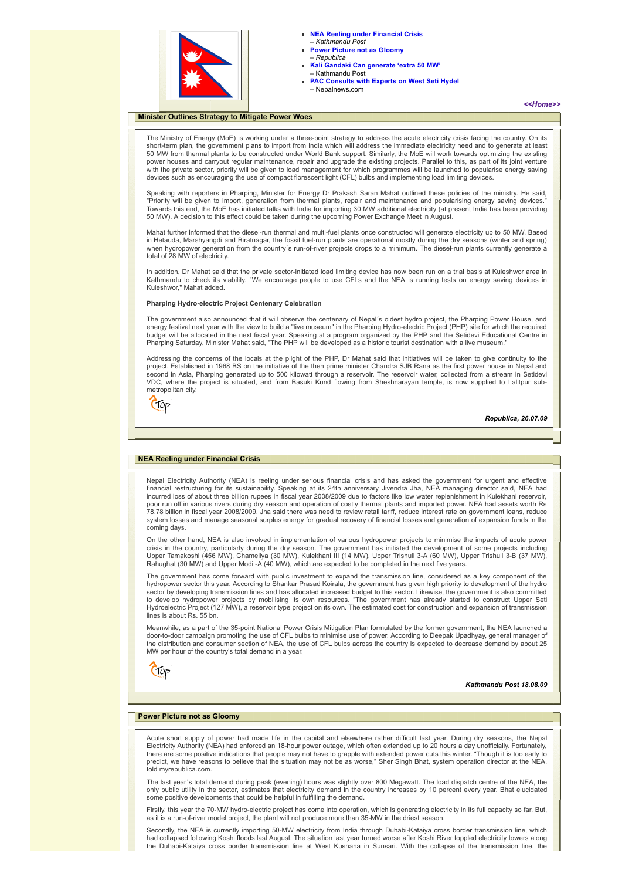- **NEA Reeling under Financial Crisis**
  – *Kathmandu Post*
- **Power Picture not as Gloomy**
  – *Republica*
- **Kali Gandaki Can generate 'extra 50 MW'**
  – Kathmandu Post
- **PAC Consults with Experts on West Seti Hydel**
  – Nepalnews.com

***<<Home>>***

## Minister Outlines Strategy to Mitigate Power Woes

The Ministry of Energy (MoE) is working under a three-point strategy to address the acute electricity crisis facing the country. On its short-term plan, the government plans to import from India which will address the immediate electricity need and to generate at least 50 MW from thermal plants to be constructed under World Bank support. Similarly, the MoE will work towards optimizing the existing power houses and carryout regular maintenance, repair and upgrade the existing projects. Parallel to this, as part of its joint venture with the private sector, priority will be given to load management for which programmes will be launched to popularise energy saving devices such as encouraging the use of compact florescent light (CFL) bulbs and implementing load limiting devices.

Speaking with reporters in Pharping, Minister for Energy Dr Prakash Saran Mahat outlined these policies of the ministry. He said, "Priority will be given to import, generation from thermal plants, repair and maintenance and popularising energy saving devices." Towards this end, the MoE has initiated talks with India for importing 30 MW additional electricity (at present India has been providing 50 MW). A decision to this effect could be taken during the upcoming Power Exchange Meet in August.

Mahat further informed that the diesel-run thermal and multi-fuel plants once constructed will generate electricity up to 50 MW. Based in Hetauda, Marshyangdi and Biratnagar, the fossil fuel-run plants are operational mostly during the dry seasons (winter and spring) when hydropower generation from the country´s run-of-river projects drops to a minimum. The diesel-run plants currently generate a total of 28 MW of electricity.

In addition, Dr Mahat said that the private sector-initiated load limiting device has now been run on a trial basis at Kuleshwor area in Kathmandu to check its viability. "We encourage people to use CFLs and the NEA is running tests on energy saving devices in Kuleshwor," Mahat added.

**Pharping Hydro-electric Project Centenary Celebration**

The government also announced that it will observe the centenary of Nepal´s oldest hydro project, the Pharping Power House, and energy festival next year with the view to build a "live museum" in the Pharping Hydro-electric Project (PHP) site for which the required budget will be allocated in the next fiscal year. Speaking at a program organized by the PHP and the Setidevi Educational Centre in Pharping Saturday, Minister Mahat said, "The PHP will be developed as a historic tourist destination with a live museum."

Addressing the concerns of the locals at the plight of the PHP, Dr Mahat said that initiatives will be taken to give continuity to the project. Established in 1968 BS on the initiative of the then prime minister Chandra SJB Rana as the first power house in Nepal and second in Asia, Pharping generated up to 500 kilowatt through a reservoir. The reservoir water, collected from a stream in Setidevi VDC, where the project is situated, and from Basuki Kund flowing from Sheshnarayan temple, is now supplied to Lalitpur sub-metropolitan city.

Top

***Republica, 26.07.09***

## NEA Reeling under Financial Crisis

Nepal Electricity Authority (NEA) is reeling under serious financial crisis and has asked the government for urgent and effective financial restructuring for its sustainability. Speaking at its 24th anniversary Jivendra Jha, NEA managing director said, NEA had incurred loss of about three billion rupees in fiscal year 2008/2009 due to factors like low water replenishment in Kulekhani reservoir, poor run off in various rivers during dry season and operation of costly thermal plants and imported power. NEA had assets worth Rs 78.78 billion in fiscal year 2008/2009. Jha said there was need to review retail tariff, reduce interest rate on government loans, reduce system losses and manage seasonal surplus energy for gradual recovery of financial losses and generation of expansion funds in the coming days.

On the other hand, NEA is also involved in implementation of various hydropower projects to minimise the impacts of acute power crisis in the country, particularly during the dry season. The government has initiated the development of some projects including Upper Tamakoshi (456 MW), Chameliya (30 MW), Kulekhani III (14 MW), Upper Trishuli 3-A (60 MW), Upper Trishuli 3-B (37 MW), Rahughat (30 MW) and Upper Modi -A (40 MW), which are expected to be completed in the next five years.

The government has come forward with public investment to expand the transmission line, considered as a key component of the hydropower sector this year. According to Shankar Prasad Koirala, the government has given high priority to development of the hydro sector by developing transmission lines and has allocated increased budget to this sector. Likewise, the government is also committed to develop hydropower projects by mobilising its own resources. "The government has already started to construct Upper Seti Hydroelectric Project (127 MW), a reservoir type project on its own. The estimated cost for construction and expansion of transmission lines is about Rs. 55 bn.

Meanwhile, as a part of the 35-point National Power Crisis Mitigation Plan formulated by the former government, the NEA launched a door-to-door campaign promoting the use of CFL bulbs to minimise use of power. According to Deepak Upadhyay, general manager of the distribution and consumer section of NEA, the use of CFL bulbs across the country is expected to decrease demand by about 25 MW per hour of the country's total demand in a year.

Top

***Kathmandu Post 18.08.09***

## Power Picture not as Gloomy

Acute short supply of power had made life in the capital and elsewhere rather difficult last year. During dry seasons, the Nepal Electricity Authority (NEA) had enforced an 18-hour power outage, which often extended up to 20 hours a day unofficially. Fortunately, there are some positive indications that people may not have to grapple with extended power cuts this winter. "Though it is too early to predict, we have reasons to believe that the situation may not be as worse," Sher Singh Bhat, system operation director at the NEA, told myrepublica.com.

The last year´s total demand during peak (evening) hours was slightly over 800 Megawatt. The load dispatch centre of the NEA, the only public utility in the sector, estimates that electricity demand in the country increases by 10 percent every year. Bhat elucidated some positive developments that could be helpful in fulfilling the demand.

Firstly, this year the 70-MW hydro-electric project has come into operation, which is generating electricity in its full capacity so far. But, as it is a run-of-river model project, the plant will not produce more than 35-MW in the driest season.

Secondly, the NEA is currently importing 50-MW electricity from India through Duhabi-Kataiya cross border transmission line, which had collapsed following Koshi floods last August. The situation last year turned worse after Koshi River toppled electricity towers along the Duhabi-Kataiya cross border transmission line at West Kushaha in Sunsari. With the collapse of the transmission line, the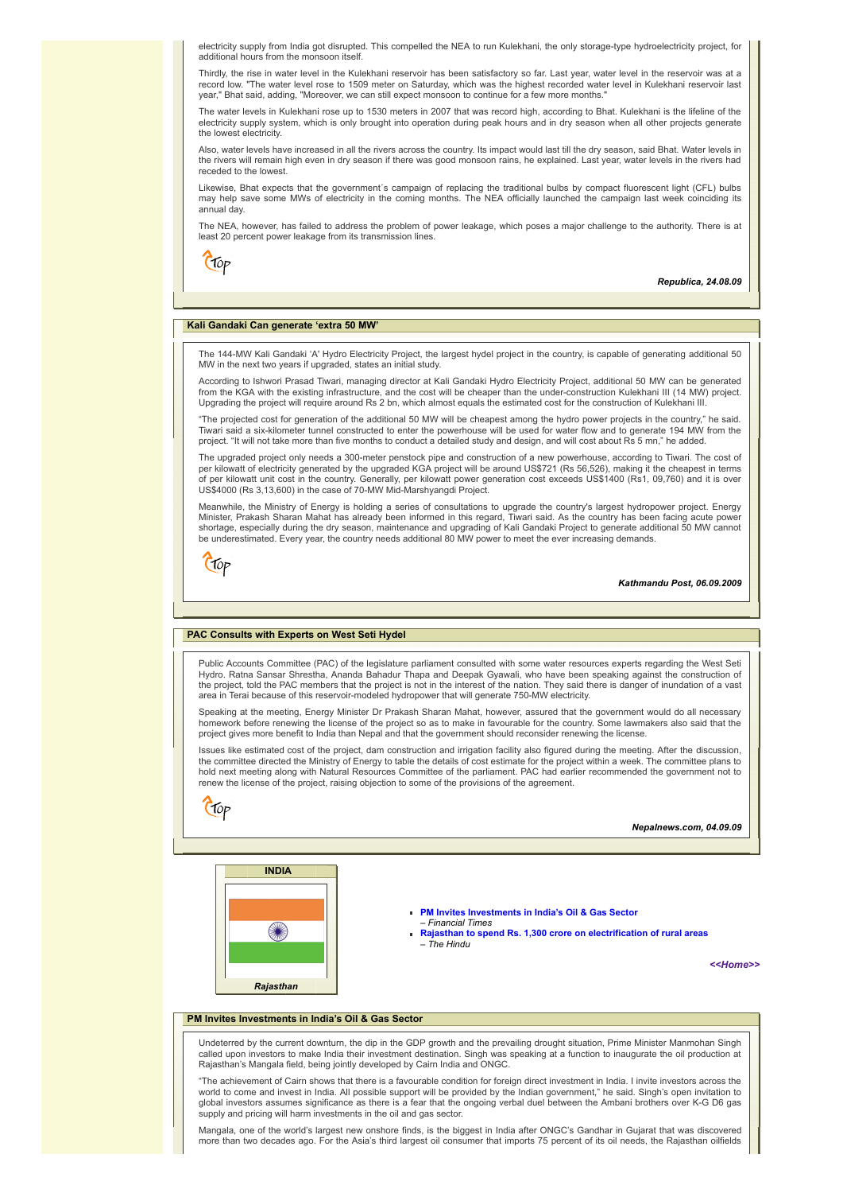electricity supply from India got disrupted. This compelled the NEA to run Kulekhani, the only storage-type hydroelectricity project, for additional hours from the monsoon itself.

Thirdly, the rise in water level in the Kulekhani reservoir has been satisfactory so far. Last year, water level in the reservoir was at a record low. "The water level rose to 1509 meter on Saturday, which was the highest recorded water level in Kulekhani reservoir last year," Bhat said, adding, "Moreover, we can still expect monsoon to continue for a few more months."

The water levels in Kulekhani rose up to 1530 meters in 2007 that was record high, according to Bhat. Kulekhani is the lifeline of the electricity supply system, which is only brought into operation during peak hours and in dry season when all other projects generate the lowest electricity.

Also, water levels have increased in all the rivers across the country. Its impact would last till the dry season, said Bhat. Water levels in the rivers will remain high even in dry season if there was good monsoon rains, he explained. Last year, water levels in the rivers had receded to the lowest.

Likewise, Bhat expects that the government´s campaign of replacing the traditional bulbs by compact fluorescent light (CFL) bulbs may help save some MWs of electricity in the coming months. The NEA officially launched the campaign last week coinciding its annual day.

The NEA, however, has failed to address the problem of power leakage, which poses a major challenge to the authority. There is at least 20 percent power leakage from its transmission lines.

Top

***Republica, 24.08.09***

## Kali Gandaki Can generate 'extra 50 MW'

The 144-MW Kali Gandaki 'A' Hydro Electricity Project, the largest hydel project in the country, is capable of generating additional 50 MW in the next two years if upgraded, states an initial study.

According to Ishwori Prasad Tiwari, managing director at Kali Gandaki Hydro Electricity Project, additional 50 MW can be generated from the KGA with the existing infrastructure, and the cost will be cheaper than the under-construction Kulekhani III (14 MW) project. Upgrading the project will require around Rs 2 bn, which almost equals the estimated cost for the construction of Kulekhani III.

"The projected cost for generation of the additional 50 MW will be cheapest among the hydro power projects in the country," he said. Tiwari said a six-kilometer tunnel constructed to enter the powerhouse will be used for water flow and to generate 194 MW from the project. "It will not take more than five months to conduct a detailed study and design, and will cost about Rs 5 mn," he added.

The upgraded project only needs a 300-meter penstock pipe and construction of a new powerhouse, according to Tiwari. The cost of per kilowatt of electricity generated by the upgraded KGA project will be around US$721 (Rs 56,526), making it the cheapest in terms of per kilowatt unit cost in the country. Generally, per kilowatt power generation cost exceeds US$1400 (Rs1, 09,760) and it is over US$4000 (Rs 3,13,600) in the case of 70-MW Mid-Marshyangdi Project.

Meanwhile, the Ministry of Energy is holding a series of consultations to upgrade the country's largest hydropower project. Energy Minister, Prakash Sharan Mahat has already been informed in this regard, Tiwari said. As the country has been facing acute power shortage, especially during the dry season, maintenance and upgrading of Kali Gandaki Project to generate additional 50 MW cannot be underestimated. Every year, the country needs additional 80 MW power to meet the ever increasing demands.

Top

***Kathmandu Post, 06.09.2009***

## PAC Consults with Experts on West Seti Hydel

Public Accounts Committee (PAC) of the legislature parliament consulted with some water resources experts regarding the West Seti Hydro. Ratna Sansar Shrestha, Ananda Bahadur Thapa and Deepak Gyawali, who have been speaking against the construction of the project, told the PAC members that the project is not in the interest of the nation. They said there is danger of inundation of a vast area in Terai because of this reservoir-modeled hydropower that will generate 750-MW electricity.

Speaking at the meeting, Energy Minister Dr Prakash Sharan Mahat, however, assured that the government would do all necessary homework before renewing the license of the project so as to make in favourable for the country. Some lawmakers also said that the project gives more benefit to India than Nepal and that the government should reconsider renewing the license.

Issues like estimated cost of the project, dam construction and irrigation facility also figured during the meeting. After the discussion, the committee directed the Ministry of Energy to table the details of cost estimate for the project within a week. The committee plans to hold next meeting along with Natural Resources Committee of the parliament. PAC had earlier recommended the government not to renew the license of the project, raising objection to some of the provisions of the agreement.

Top

***Nepalnews.com, 04.09.09***

## INDIA

*Rajasthan*

- **PM Invites Investments in India's Oil & Gas Sector**
  *– Financial Times*
- **Rajasthan to spend Rs. 1,300 crore on electrification of rural areas**
  *– The Hindu*

***<<Home>>***

## PM Invites Investments in India's Oil & Gas Sector

Undeterred by the current downturn, the dip in the GDP growth and the prevailing drought situation, Prime Minister Manmohan Singh called upon investors to make India their investment destination. Singh was speaking at a function to inaugurate the oil production at Rajasthan's Mangala field, being jointly developed by Cairn India and ONGC.

"The achievement of Cairn shows that there is a favourable condition for foreign direct investment in India. I invite investors across the world to come and invest in India. All possible support will be provided by the Indian government," he said. Singh's open invitation to global investors assumes significance as there is a fear that the ongoing verbal duel between the Ambani brothers over K-G D6 gas supply and pricing will harm investments in the oil and gas sector.

Mangala, one of the world's largest new onshore finds, is the biggest in India after ONGC's Gandhar in Gujarat that was discovered more than two decades ago. For the Asia's third largest oil consumer that imports 75 percent of its oil needs, the Rajasthan oilfields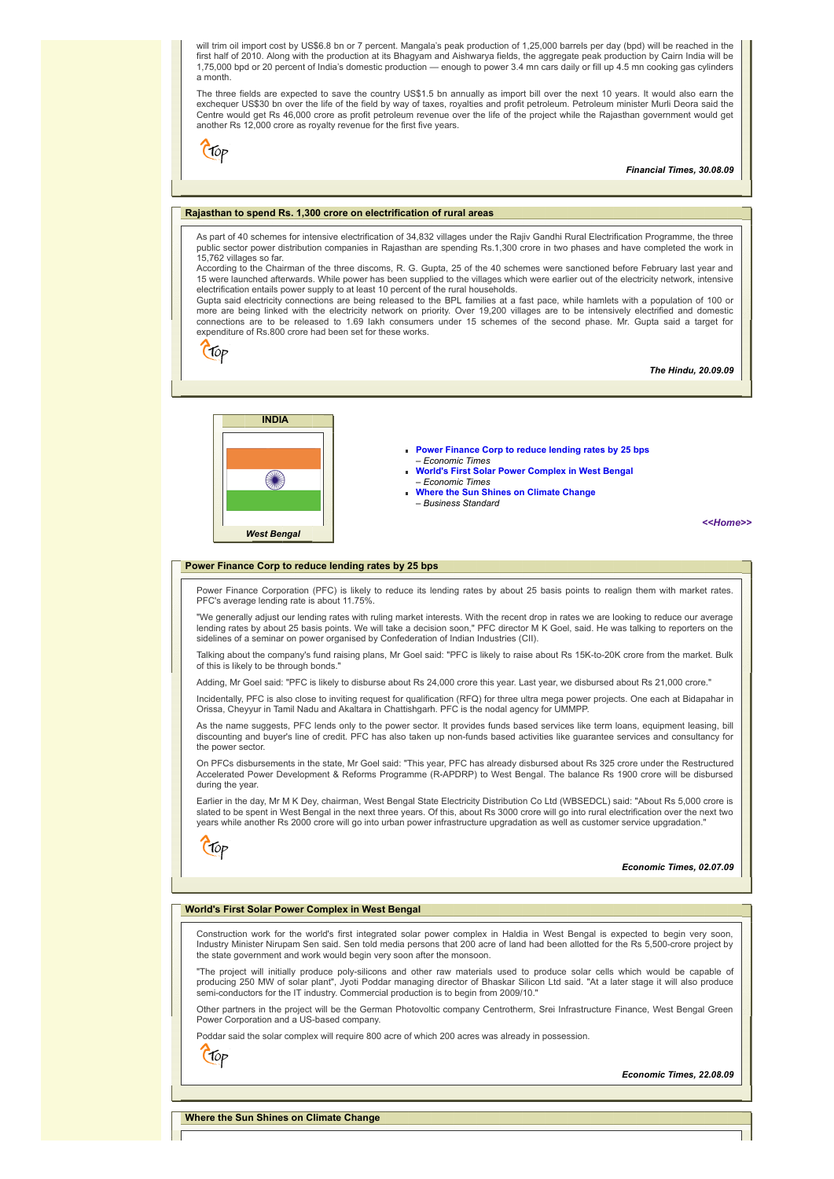will trim oil import cost by US$6.8 bn or 7 percent. Mangala's peak production of 1,25,000 barrels per day (bpd) will be reached in the first half of 2010. Along with the production at its Bhagyam and Aishwarya fields, the aggregate peak production by Cairn India will be 1,75,000 bpd or 20 percent of India's domestic production — enough to power 3.4 mn cars daily or fill up 4.5 mn cooking gas cylinders a month.

The three fields are expected to save the country US$1.5 bn annually as import bill over the next 10 years. It would also earn the exchequer US$30 bn over the life of the field by way of taxes, royalties and profit petroleum. Petroleum minister Murli Deora said the Centre would get Rs 46,000 crore as profit petroleum revenue over the life of the project while the Rajasthan government would get another Rs 12,000 crore as royalty revenue for the first five years.

Top

***Financial Times, 30.08.09***

## Rajasthan to spend Rs. 1,300 crore on electrification of rural areas

As part of 40 schemes for intensive electrification of 34,832 villages under the Rajiv Gandhi Rural Electrification Programme, the three public sector power distribution companies in Rajasthan are spending Rs.1,300 crore in two phases and have completed the work in 15,762 villages so far.

According to the Chairman of the three discoms, R. G. Gupta, 25 of the 40 schemes were sanctioned before February last year and 15 were launched afterwards. While power has been supplied to the villages which were earlier out of the electricity network, intensive electrification entails power supply to at least 10 percent of the rural households.

Gupta said electricity connections are being released to the BPL families at a fast pace, while hamlets with a population of 100 or more are being linked with the electricity network on priority. Over 19,200 villages are to be intensively electrified and domestic connections are to be released to 1.69 lakh consumers under 15 schemes of the second phase. Mr. Gupta said a target for expenditure of Rs.800 crore had been set for these works.

Top

***The Hindu, 20.09.09***

**INDIA**

***West Bengal***

- **Power Finance Corp to reduce lending rates by 25 bps** – *Economic Times*
- **World's First Solar Power Complex in West Bengal** – *Economic Times*
- **Where the Sun Shines on Climate Change** – *Business Standard*

*<<Home>>*

## Power Finance Corp to reduce lending rates by 25 bps

Power Finance Corporation (PFC) is likely to reduce its lending rates by about 25 basis points to realign them with market rates. PFC's average lending rate is about 11.75%.

"We generally adjust our lending rates with ruling market interests. With the recent drop in rates we are looking to reduce our average lending rates by about 25 basis points. We will take a decision soon," PFC director M K Goel, said. He was talking to reporters on the sidelines of a seminar on power organised by Confederation of Indian Industries (CII).

Talking about the company's fund raising plans, Mr Goel said: "PFC is likely to raise about Rs 15K-to-20K crore from the market. Bulk of this is likely to be through bonds."

Adding, Mr Goel said: "PFC is likely to disburse about Rs 24,000 crore this year. Last year, we disbursed about Rs 21,000 crore."

Incidentally, PFC is also close to inviting request for qualification (RFQ) for three ultra mega power projects. One each at Bidapahar in Orissa, Cheyyur in Tamil Nadu and Akaltara in Chattishgarh. PFC is the nodal agency for UMMPP.

As the name suggests, PFC lends only to the power sector. It provides funds based services like term loans, equipment leasing, bill discounting and buyer's line of credit. PFC has also taken up non-funds based activities like guarantee services and consultancy for the power sector.

On PFCs disbursements in the state, Mr Goel said: "This year, PFC has already disbursed about Rs 325 crore under the Restructured Accelerated Power Development & Reforms Programme (R-APDRP) to West Bengal. The balance Rs 1900 crore will be disbursed during the year.

Earlier in the day, Mr M K Dey, chairman, West Bengal State Electricity Distribution Co Ltd (WBSEDCL) said: "About Rs 5,000 crore is slated to be spent in West Bengal in the next three years. Of this, about Rs 3000 crore will go into rural electrification over the next two years while another Rs 2000 crore will go into urban power infrastructure upgradation as well as customer service upgradation."

Top

***Economic Times, 02.07.09***

## World's First Solar Power Complex in West Bengal

Construction work for the world's first integrated solar power complex in Haldia in West Bengal is expected to begin very soon, Industry Minister Nirupam Sen said. Sen told media persons that 200 acre of land had been allotted for the Rs 5,500-crore project by the state government and work would begin very soon after the monsoon.

"The project will initially produce poly-silicons and other raw materials used to produce solar cells which would be capable of producing 250 MW of solar plant", Jyoti Poddar managing director of Bhaskar Silicon Ltd said. "At a later stage it will also produce semi-conductors for the IT industry. Commercial production is to begin from 2009/10."

Other partners in the project will be the German Photovoltic company Centrotherm, Srei Infrastructure Finance, West Bengal Green Power Corporation and a US-based company.

Poddar said the solar complex will require 800 acre of which 200 acres was already in possession.

Top

***Economic Times, 22.08.09***

## Where the Sun Shines on Climate Change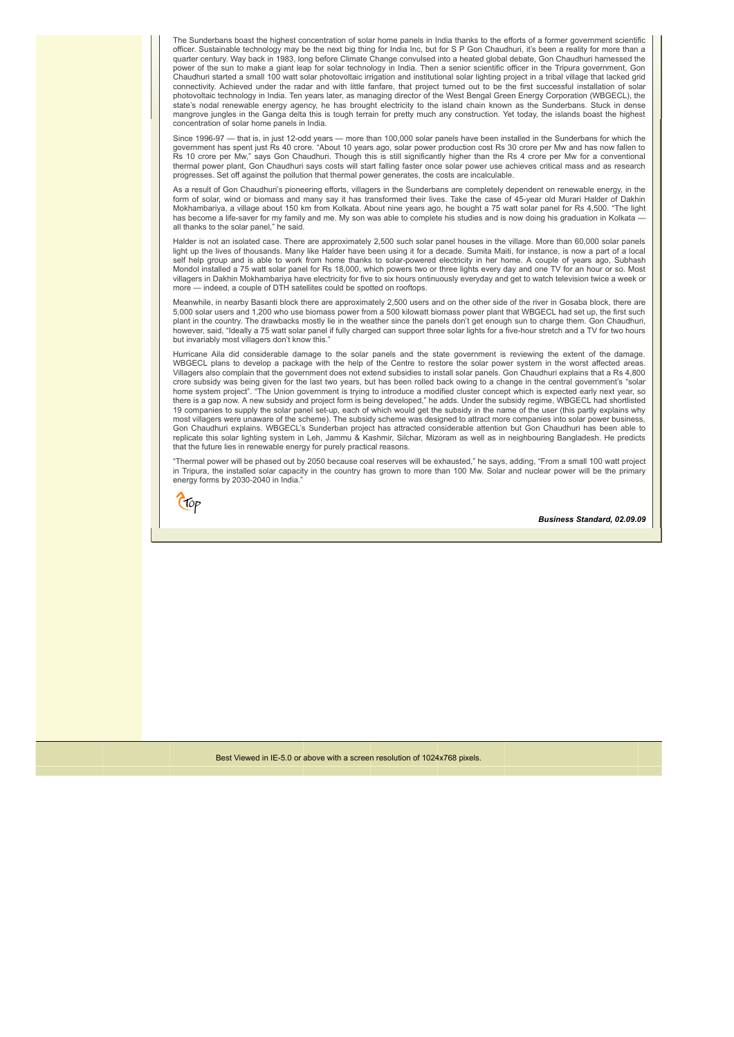The Sunderbans boast the highest concentration of solar home panels in India thanks to the efforts of a former government scientific officer. Sustainable technology may be the next big thing for India Inc, but for S P Gon Chaudhuri, it's been a reality for more than a quarter century. Way back in 1983, long before Climate Change convulsed into a heated global debate, Gon Chaudhuri harnessed the power of the sun to make a giant leap for solar technology in India. Then a senior scientific officer in the Tripura government, Gon Chaudhuri started a small 100 watt solar photovoltaic irrigation and institutional solar lighting project in a tribal village that lacked grid connectivity. Achieved under the radar and with little fanfare, that project turned out to be the first successful installation of solar photovoltaic technology in India. Ten years later, as managing director of the West Bengal Green Energy Corporation (WBGECL), the state's nodal renewable energy agency, he has brought electricity to the island chain known as the Sunderbans. Stuck in dense mangrove jungles in the Ganga delta this is tough terrain for pretty much any construction. Yet today, the islands boast the highest concentration of solar home panels in India.

Since 1996-97 — that is, in just 12-odd years — more than 100,000 solar panels have been installed in the Sunderbans for which the government has spent just Rs 40 crore. "About 10 years ago, solar power production cost Rs 30 crore per Mw and has now fallen to Rs 10 crore per Mw," says Gon Chaudhuri. Though this is still significantly higher than the Rs 4 crore per Mw for a conventional thermal power plant, Gon Chaudhuri says costs will start falling faster once solar power use achieves critical mass and as research progresses. Set off against the pollution that thermal power generates, the costs are incalculable.

As a result of Gon Chaudhuri's pioneering efforts, villagers in the Sunderbans are completely dependent on renewable energy, in the form of solar, wind or biomass and many say it has transformed their lives. Take the case of 45-year old Murari Halder of Dakhin Mokhambariya, a village about 150 km from Kolkata. About nine years ago, he bought a 75 watt solar panel for Rs 4,500. "The light has become a life-saver for my family and me. My son was able to complete his studies and is now doing his graduation in Kolkata — all thanks to the solar panel," he said.

Halder is not an isolated case. There are approximately 2,500 such solar panel houses in the village. More than 60,000 solar panels light up the lives of thousands. Many like Halder have been using it for a decade. Sumita Maiti, for instance, is now a part of a local self help group and is able to work from home thanks to solar-powered electricity in her home. A couple of years ago, Subhash Mondol installed a 75 watt solar panel for Rs 18,000, which powers two or three lights every day and one TV for an hour or so. Most villagers in Dakhin Mokhambariya have electricity for five to six hours ontinuously everyday and get to watch television twice a week or more — indeed, a couple of DTH satellites could be spotted on rooftops.

Meanwhile, in nearby Basanti block there are approximately 2,500 users and on the other side of the river in Gosaba block, there are 5,000 solar users and 1,200 who use biomass power from a 500 kilowatt biomass power plant that WBGECL had set up, the first such plant in the country. The drawbacks mostly lie in the weather since the panels don't get enough sun to charge them. Gon Chaudhuri, however, said, "Ideally a 75 watt solar panel if fully charged can support three solar lights for a five-hour stretch and a TV for two hours but invariably most villagers don't know this."

Hurricane Aila did considerable damage to the solar panels and the state government is reviewing the extent of the damage. WBGECL plans to develop a package with the help of the Centre to restore the solar power system in the worst affected areas. Villagers also complain that the government does not extend subsidies to install solar panels. Gon Chaudhuri explains that a Rs 4,800 crore subsidy was being given for the last two years, but has been rolled back owing to a change in the central government's "solar home system project". "The Union government is trying to introduce a modified cluster concept which is expected early next year, so there is a gap now. A new subsidy and project form is being developed," he adds. Under the subsidy regime, WBGECL had shortlisted 19 companies to supply the solar panel set-up, each of which would get the subsidy in the name of the user (this partly explains why most villagers were unaware of the scheme). The subsidy scheme was designed to attract more companies into solar power business, Gon Chaudhuri explains. WBGECL's Sunderban project has attracted considerable attention but Gon Chaudhuri has been able to replicate this solar lighting system in Leh, Jammu & Kashmir, Silchar, Mizoram as well as in neighbouring Bangladesh. He predicts that the future lies in renewable energy for purely practical reasons.

"Thermal power will be phased out by 2050 because coal reserves will be exhausted," he says, adding, "From a small 100 watt project in Tripura, the installed solar capacity in the country has grown to more than 100 Mw. Solar and nuclear power will be the primary energy forms by 2030-2040 in India."

Top

***Business Standard, 02.09.09***

Best Viewed in IE-5.0 or above with a screen resolution of 1024x768 pixels.